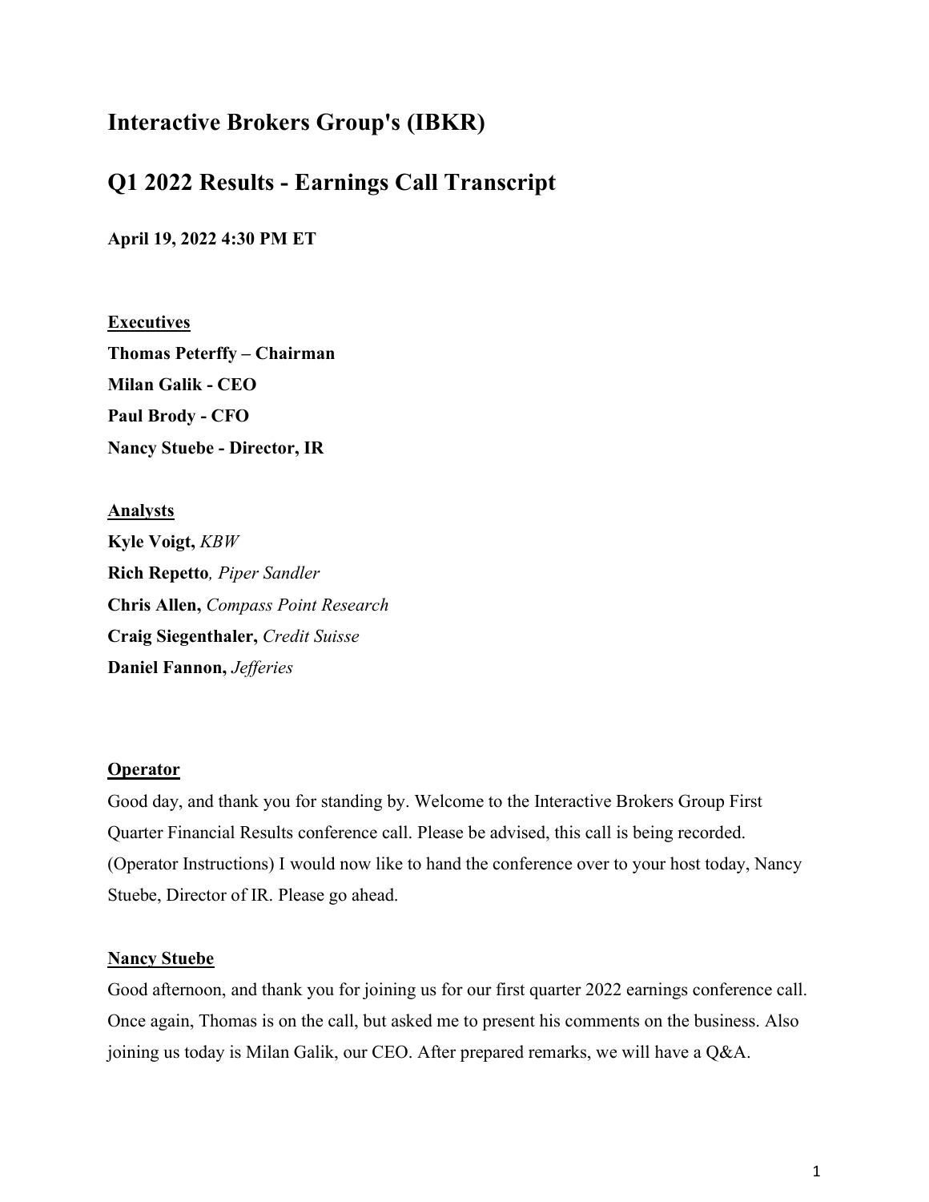# Interactive Brokers Group's (IBKR)

# Q1 2022 Results - Earnings Call Transcript

**April 19, 2022 4:30 PM ET**

**Executives**

**Thomas Peterffy – Chairman**
**Milan Galik - CEO**
**Paul Brody - CFO**
**Nancy Stuebe - Director, IR**

**Analysts**

**Kyle Voigt,** *KBW*
**Rich Repetto***, Piper Sandler*
**Chris Allen,** *Compass Point Research*
**Craig Siegenthaler,** *Credit Suisse*
**Daniel Fannon,** *Jefferies*

**Operator**

Good day, and thank you for standing by. Welcome to the Interactive Brokers Group First Quarter Financial Results conference call. Please be advised, this call is being recorded. (Operator Instructions) I would now like to hand the conference over to your host today, Nancy Stuebe, Director of IR. Please go ahead.

**Nancy Stuebe**

Good afternoon, and thank you for joining us for our first quarter 2022 earnings conference call. Once again, Thomas is on the call, but asked me to present his comments on the business. Also joining us today is Milan Galik, our CEO. After prepared remarks, we will have a Q&A.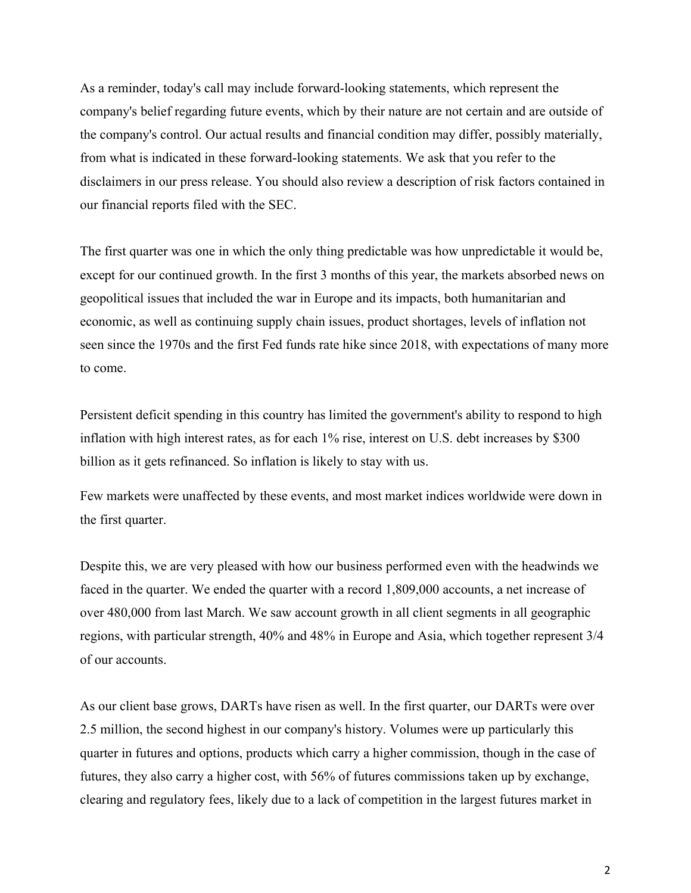As a reminder, today's call may include forward-looking statements, which represent the company's belief regarding future events, which by their nature are not certain and are outside of the company's control. Our actual results and financial condition may differ, possibly materially, from what is indicated in these forward-looking statements. We ask that you refer to the disclaimers in our press release. You should also review a description of risk factors contained in our financial reports filed with the SEC.

The first quarter was one in which the only thing predictable was how unpredictable it would be, except for our continued growth. In the first 3 months of this year, the markets absorbed news on geopolitical issues that included the war in Europe and its impacts, both humanitarian and economic, as well as continuing supply chain issues, product shortages, levels of inflation not seen since the 1970s and the first Fed funds rate hike since 2018, with expectations of many more to come.

Persistent deficit spending in this country has limited the government's ability to respond to high inflation with high interest rates, as for each 1% rise, interest on U.S. debt increases by $300 billion as it gets refinanced. So inflation is likely to stay with us.

Few markets were unaffected by these events, and most market indices worldwide were down in the first quarter.

Despite this, we are very pleased with how our business performed even with the headwinds we faced in the quarter. We ended the quarter with a record 1,809,000 accounts, a net increase of over 480,000 from last March. We saw account growth in all client segments in all geographic regions, with particular strength, 40% and 48% in Europe and Asia, which together represent 3/4 of our accounts.

As our client base grows, DARTs have risen as well. In the first quarter, our DARTs were over 2.5 million, the second highest in our company's history. Volumes were up particularly this quarter in futures and options, products which carry a higher commission, though in the case of futures, they also carry a higher cost, with 56% of futures commissions taken up by exchange, clearing and regulatory fees, likely due to a lack of competition in the largest futures market in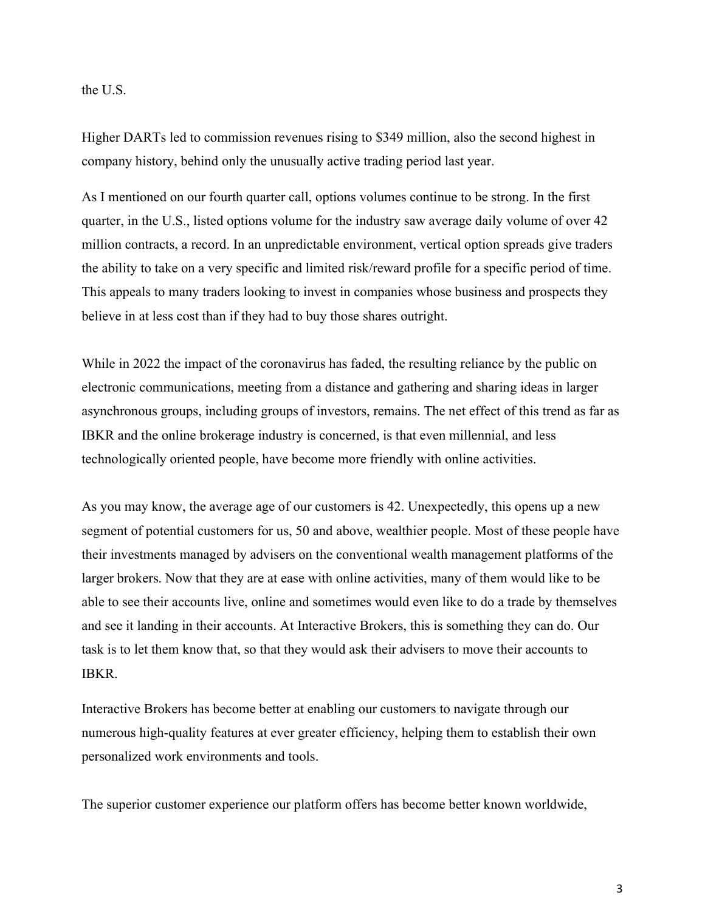the U.S.

Higher DARTs led to commission revenues rising to $349 million, also the second highest in company history, behind only the unusually active trading period last year.

As I mentioned on our fourth quarter call, options volumes continue to be strong. In the first quarter, in the U.S., listed options volume for the industry saw average daily volume of over 42 million contracts, a record. In an unpredictable environment, vertical option spreads give traders the ability to take on a very specific and limited risk/reward profile for a specific period of time. This appeals to many traders looking to invest in companies whose business and prospects they believe in at less cost than if they had to buy those shares outright.

While in 2022 the impact of the coronavirus has faded, the resulting reliance by the public on electronic communications, meeting from a distance and gathering and sharing ideas in larger asynchronous groups, including groups of investors, remains. The net effect of this trend as far as IBKR and the online brokerage industry is concerned, is that even millennial, and less technologically oriented people, have become more friendly with online activities.

As you may know, the average age of our customers is 42. Unexpectedly, this opens up a new segment of potential customers for us, 50 and above, wealthier people. Most of these people have their investments managed by advisers on the conventional wealth management platforms of the larger brokers. Now that they are at ease with online activities, many of them would like to be able to see their accounts live, online and sometimes would even like to do a trade by themselves and see it landing in their accounts. At Interactive Brokers, this is something they can do. Our task is to let them know that, so that they would ask their advisers to move their accounts to IBKR.

Interactive Brokers has become better at enabling our customers to navigate through our numerous high-quality features at ever greater efficiency, helping them to establish their own personalized work environments and tools.

The superior customer experience our platform offers has become better known worldwide,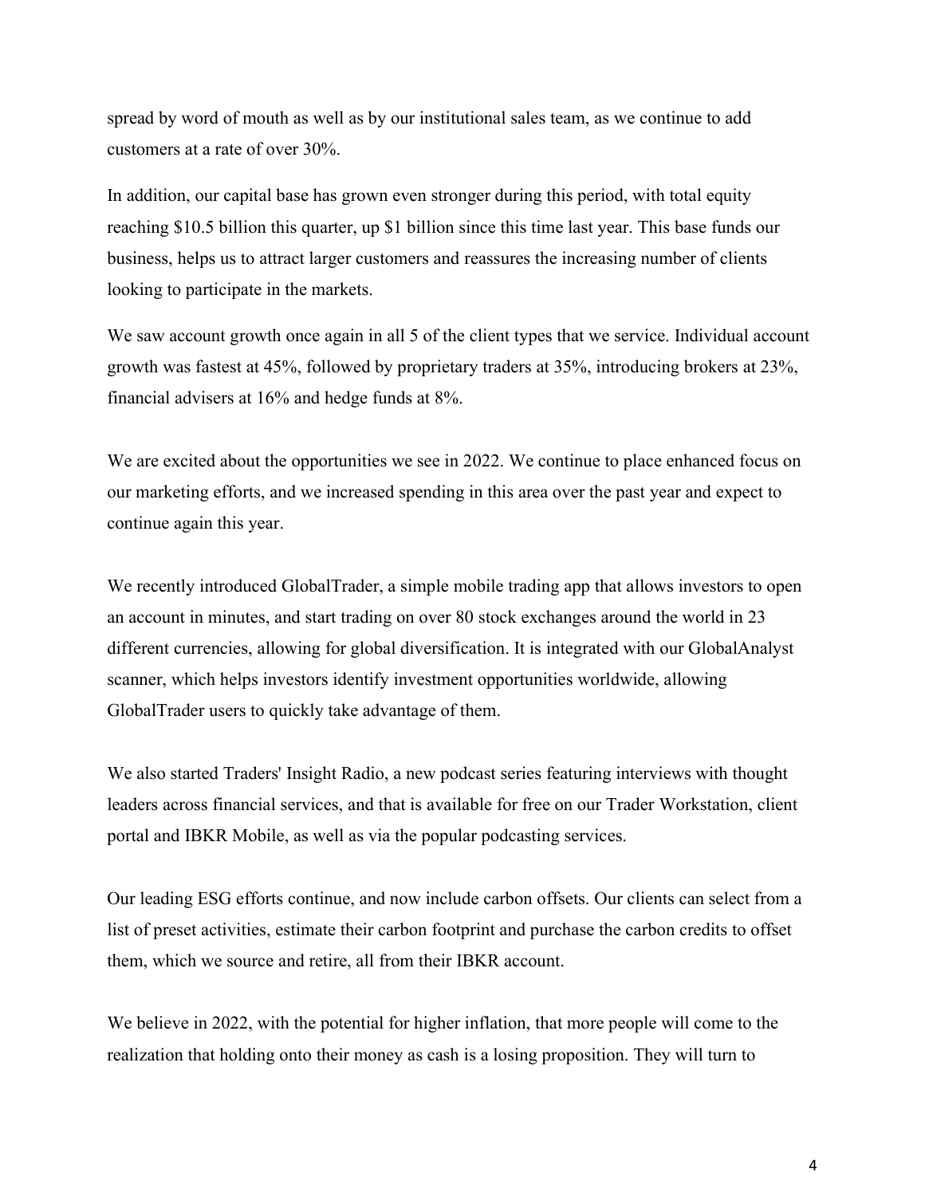spread by word of mouth as well as by our institutional sales team, as we continue to add customers at a rate of over 30%.

In addition, our capital base has grown even stronger during this period, with total equity reaching $10.5 billion this quarter, up $1 billion since this time last year. This base funds our business, helps us to attract larger customers and reassures the increasing number of clients looking to participate in the markets.

We saw account growth once again in all 5 of the client types that we service. Individual account growth was fastest at 45%, followed by proprietary traders at 35%, introducing brokers at 23%, financial advisers at 16% and hedge funds at 8%.

We are excited about the opportunities we see in 2022. We continue to place enhanced focus on our marketing efforts, and we increased spending in this area over the past year and expect to continue again this year.

We recently introduced GlobalTrader, a simple mobile trading app that allows investors to open an account in minutes, and start trading on over 80 stock exchanges around the world in 23 different currencies, allowing for global diversification. It is integrated with our GlobalAnalyst scanner, which helps investors identify investment opportunities worldwide, allowing GlobalTrader users to quickly take advantage of them.

We also started Traders' Insight Radio, a new podcast series featuring interviews with thought leaders across financial services, and that is available for free on our Trader Workstation, client portal and IBKR Mobile, as well as via the popular podcasting services.

Our leading ESG efforts continue, and now include carbon offsets. Our clients can select from a list of preset activities, estimate their carbon footprint and purchase the carbon credits to offset them, which we source and retire, all from their IBKR account.

We believe in 2022, with the potential for higher inflation, that more people will come to the realization that holding onto their money as cash is a losing proposition. They will turn to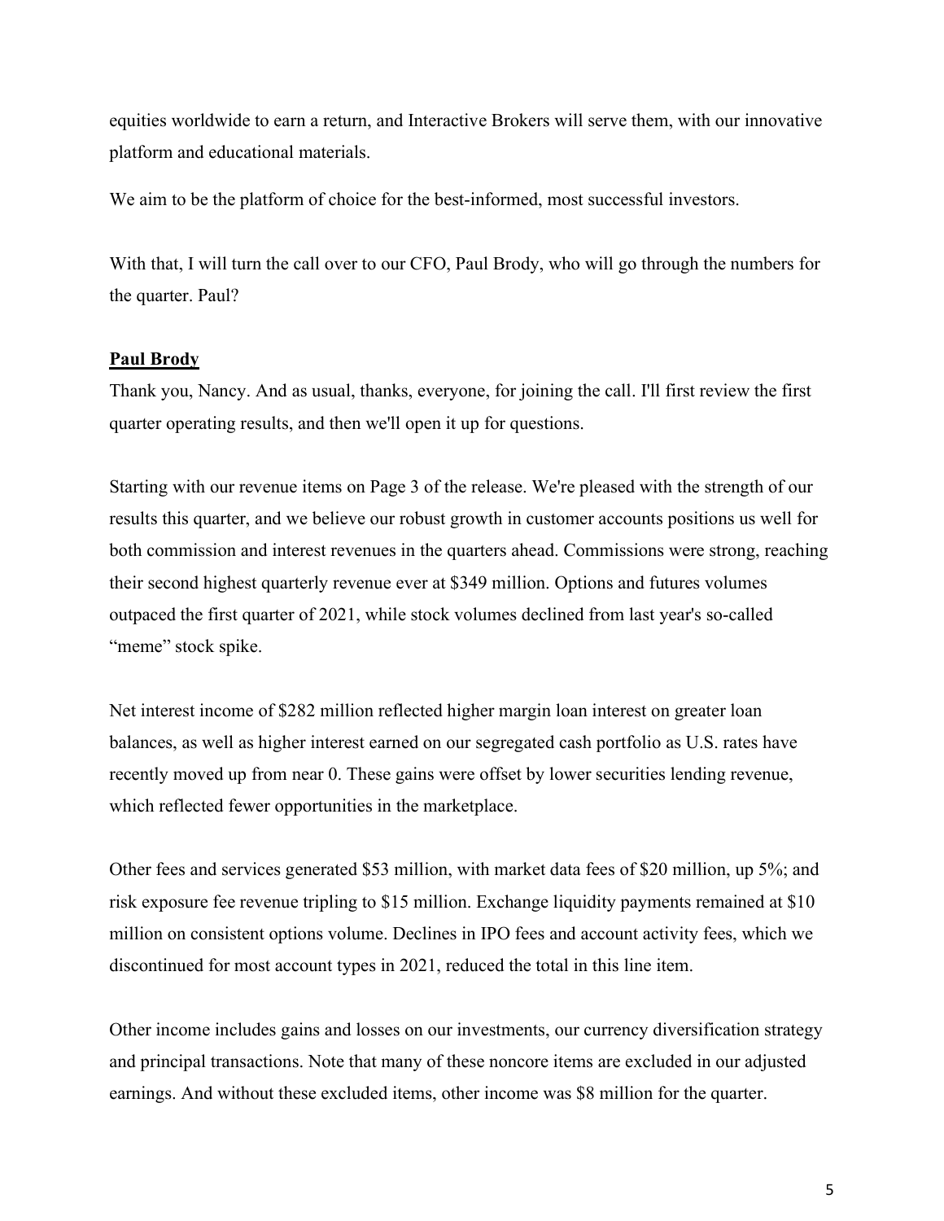equities worldwide to earn a return, and Interactive Brokers will serve them, with our innovative platform and educational materials.

We aim to be the platform of choice for the best-informed, most successful investors.

With that, I will turn the call over to our CFO, Paul Brody, who will go through the numbers for the quarter. Paul?

**Paul Brody**

Thank you, Nancy. And as usual, thanks, everyone, for joining the call. I'll first review the first quarter operating results, and then we'll open it up for questions.

Starting with our revenue items on Page 3 of the release. We're pleased with the strength of our results this quarter, and we believe our robust growth in customer accounts positions us well for both commission and interest revenues in the quarters ahead. Commissions were strong, reaching their second highest quarterly revenue ever at $349 million. Options and futures volumes outpaced the first quarter of 2021, while stock volumes declined from last year's so-called "meme" stock spike.

Net interest income of $282 million reflected higher margin loan interest on greater loan balances, as well as higher interest earned on our segregated cash portfolio as U.S. rates have recently moved up from near 0. These gains were offset by lower securities lending revenue, which reflected fewer opportunities in the marketplace.

Other fees and services generated $53 million, with market data fees of $20 million, up 5%; and risk exposure fee revenue tripling to $15 million. Exchange liquidity payments remained at $10 million on consistent options volume. Declines in IPO fees and account activity fees, which we discontinued for most account types in 2021, reduced the total in this line item.

Other income includes gains and losses on our investments, our currency diversification strategy and principal transactions. Note that many of these noncore items are excluded in our adjusted earnings. And without these excluded items, other income was $8 million for the quarter.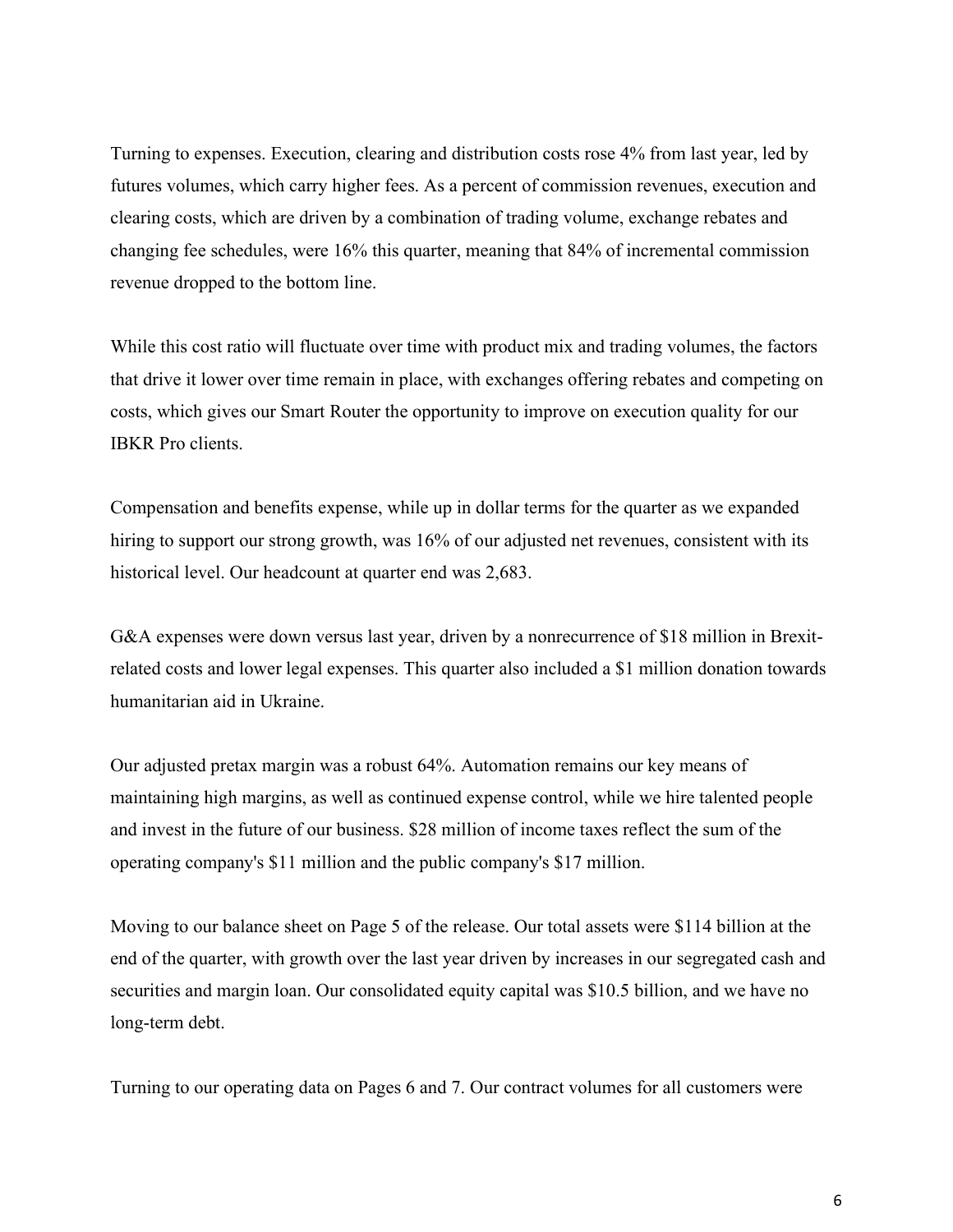Turning to expenses. Execution, clearing and distribution costs rose 4% from last year, led by futures volumes, which carry higher fees. As a percent of commission revenues, execution and clearing costs, which are driven by a combination of trading volume, exchange rebates and changing fee schedules, were 16% this quarter, meaning that 84% of incremental commission revenue dropped to the bottom line.

While this cost ratio will fluctuate over time with product mix and trading volumes, the factors that drive it lower over time remain in place, with exchanges offering rebates and competing on costs, which gives our Smart Router the opportunity to improve on execution quality for our IBKR Pro clients.

Compensation and benefits expense, while up in dollar terms for the quarter as we expanded hiring to support our strong growth, was 16% of our adjusted net revenues, consistent with its historical level. Our headcount at quarter end was 2,683.

G&A expenses were down versus last year, driven by a nonrecurrence of $18 million in Brexit-related costs and lower legal expenses. This quarter also included a $1 million donation towards humanitarian aid in Ukraine.

Our adjusted pretax margin was a robust 64%. Automation remains our key means of maintaining high margins, as well as continued expense control, while we hire talented people and invest in the future of our business. $28 million of income taxes reflect the sum of the operating company's $11 million and the public company's $17 million.

Moving to our balance sheet on Page 5 of the release. Our total assets were $114 billion at the end of the quarter, with growth over the last year driven by increases in our segregated cash and securities and margin loan. Our consolidated equity capital was $10.5 billion, and we have no long-term debt.

Turning to our operating data on Pages 6 and 7. Our contract volumes for all customers were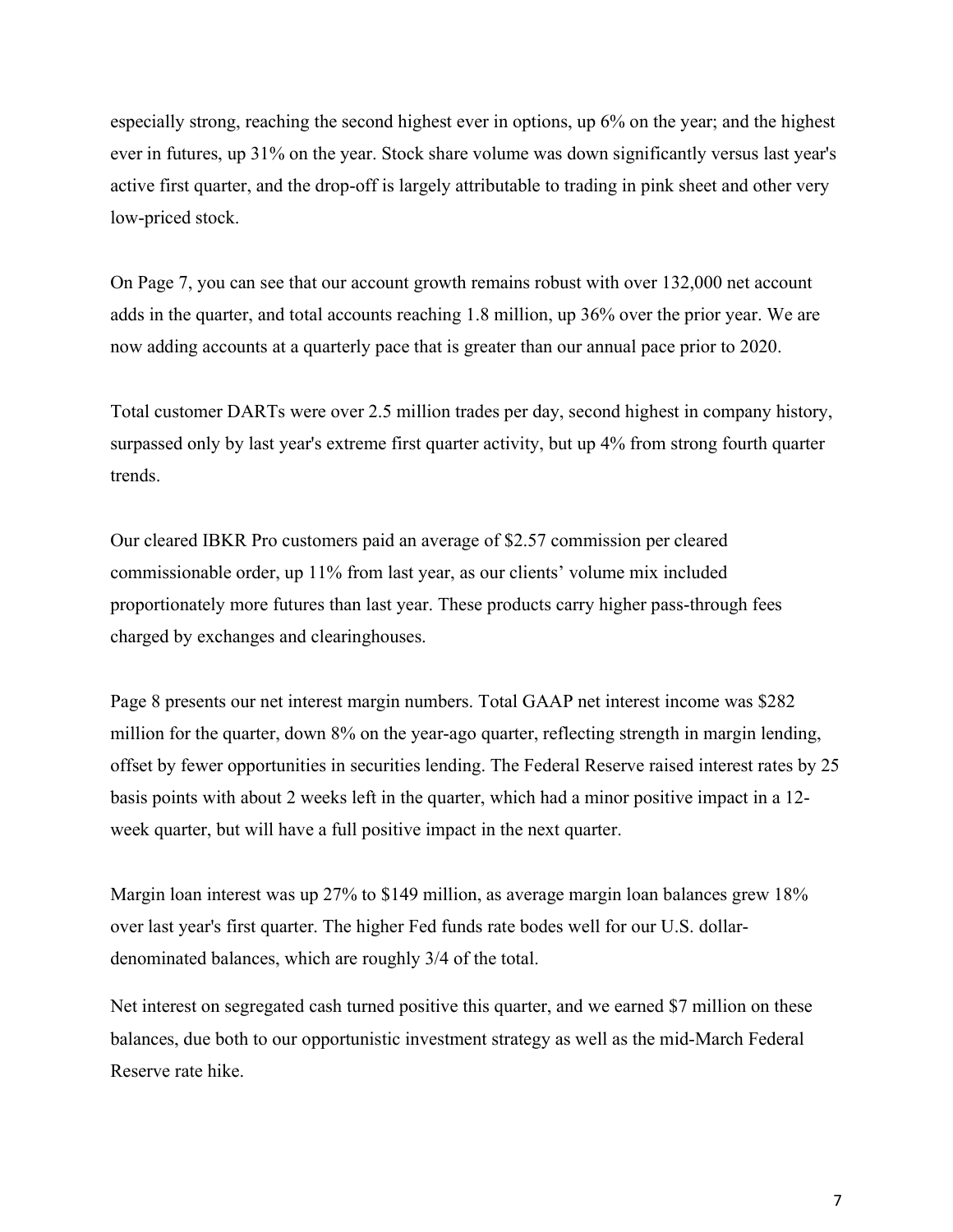especially strong, reaching the second highest ever in options, up 6% on the year; and the highest ever in futures, up 31% on the year. Stock share volume was down significantly versus last year's active first quarter, and the drop-off is largely attributable to trading in pink sheet and other very low-priced stock.

On Page 7, you can see that our account growth remains robust with over 132,000 net account adds in the quarter, and total accounts reaching 1.8 million, up 36% over the prior year. We are now adding accounts at a quarterly pace that is greater than our annual pace prior to 2020.

Total customer DARTs were over 2.5 million trades per day, second highest in company history, surpassed only by last year's extreme first quarter activity, but up 4% from strong fourth quarter trends.

Our cleared IBKR Pro customers paid an average of $2.57 commission per cleared commissionable order, up 11% from last year, as our clients' volume mix included proportionately more futures than last year. These products carry higher pass-through fees charged by exchanges and clearinghouses.

Page 8 presents our net interest margin numbers. Total GAAP net interest income was $282 million for the quarter, down 8% on the year-ago quarter, reflecting strength in margin lending, offset by fewer opportunities in securities lending. The Federal Reserve raised interest rates by 25 basis points with about 2 weeks left in the quarter, which had a minor positive impact in a 12-week quarter, but will have a full positive impact in the next quarter.

Margin loan interest was up 27% to $149 million, as average margin loan balances grew 18% over last year's first quarter. The higher Fed funds rate bodes well for our U.S. dollar-denominated balances, which are roughly 3/4 of the total.

Net interest on segregated cash turned positive this quarter, and we earned $7 million on these balances, due both to our opportunistic investment strategy as well as the mid-March Federal Reserve rate hike.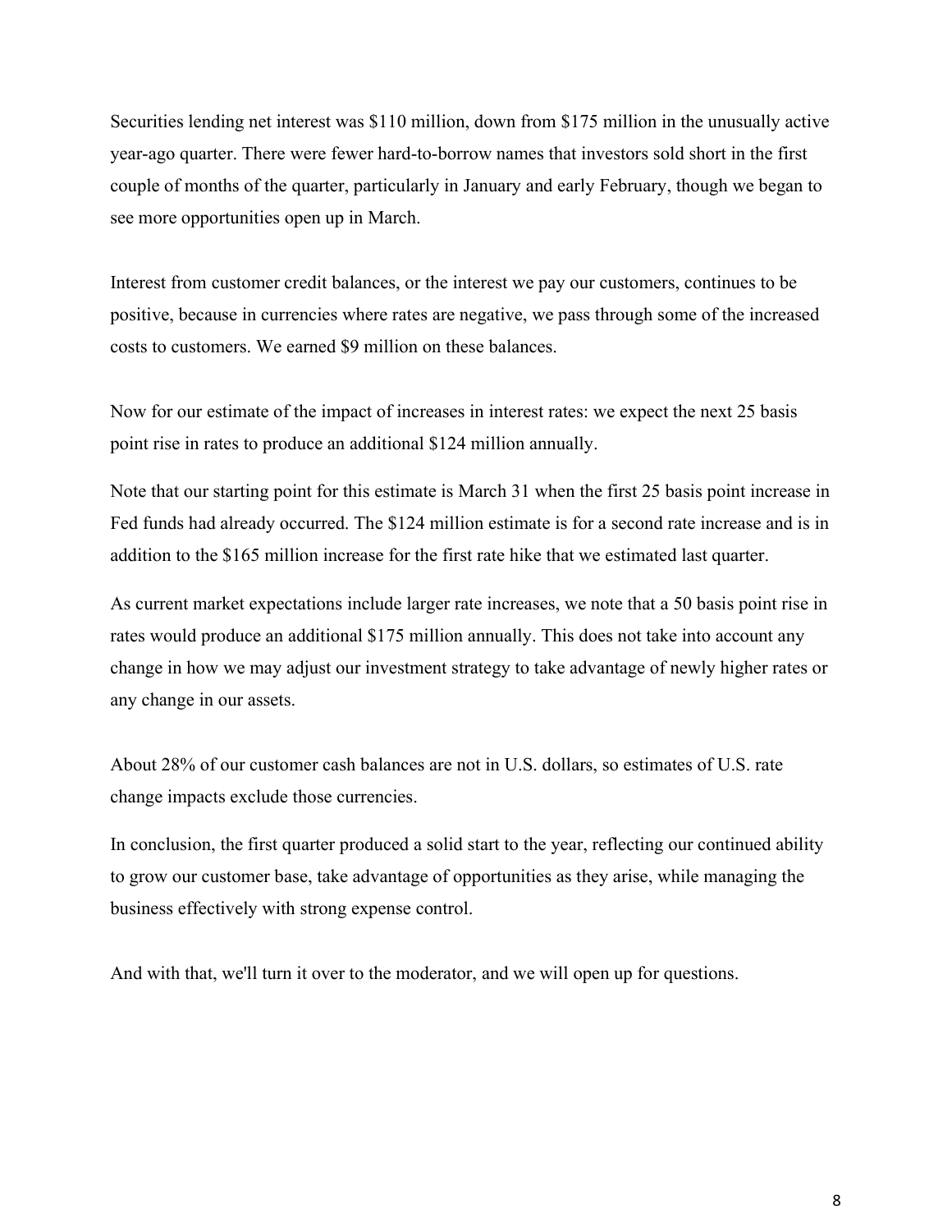Securities lending net interest was $110 million, down from $175 million in the unusually active year-ago quarter. There were fewer hard-to-borrow names that investors sold short in the first couple of months of the quarter, particularly in January and early February, though we began to see more opportunities open up in March.

Interest from customer credit balances, or the interest we pay our customers, continues to be positive, because in currencies where rates are negative, we pass through some of the increased costs to customers. We earned $9 million on these balances.

Now for our estimate of the impact of increases in interest rates: we expect the next 25 basis point rise in rates to produce an additional $124 million annually.

Note that our starting point for this estimate is March 31 when the first 25 basis point increase in Fed funds had already occurred. The $124 million estimate is for a second rate increase and is in addition to the $165 million increase for the first rate hike that we estimated last quarter.

As current market expectations include larger rate increases, we note that a 50 basis point rise in rates would produce an additional $175 million annually. This does not take into account any change in how we may adjust our investment strategy to take advantage of newly higher rates or any change in our assets.

About 28% of our customer cash balances are not in U.S. dollars, so estimates of U.S. rate change impacts exclude those currencies.

In conclusion, the first quarter produced a solid start to the year, reflecting our continued ability to grow our customer base, take advantage of opportunities as they arise, while managing the business effectively with strong expense control.

And with that, we'll turn it over to the moderator, and we will open up for questions.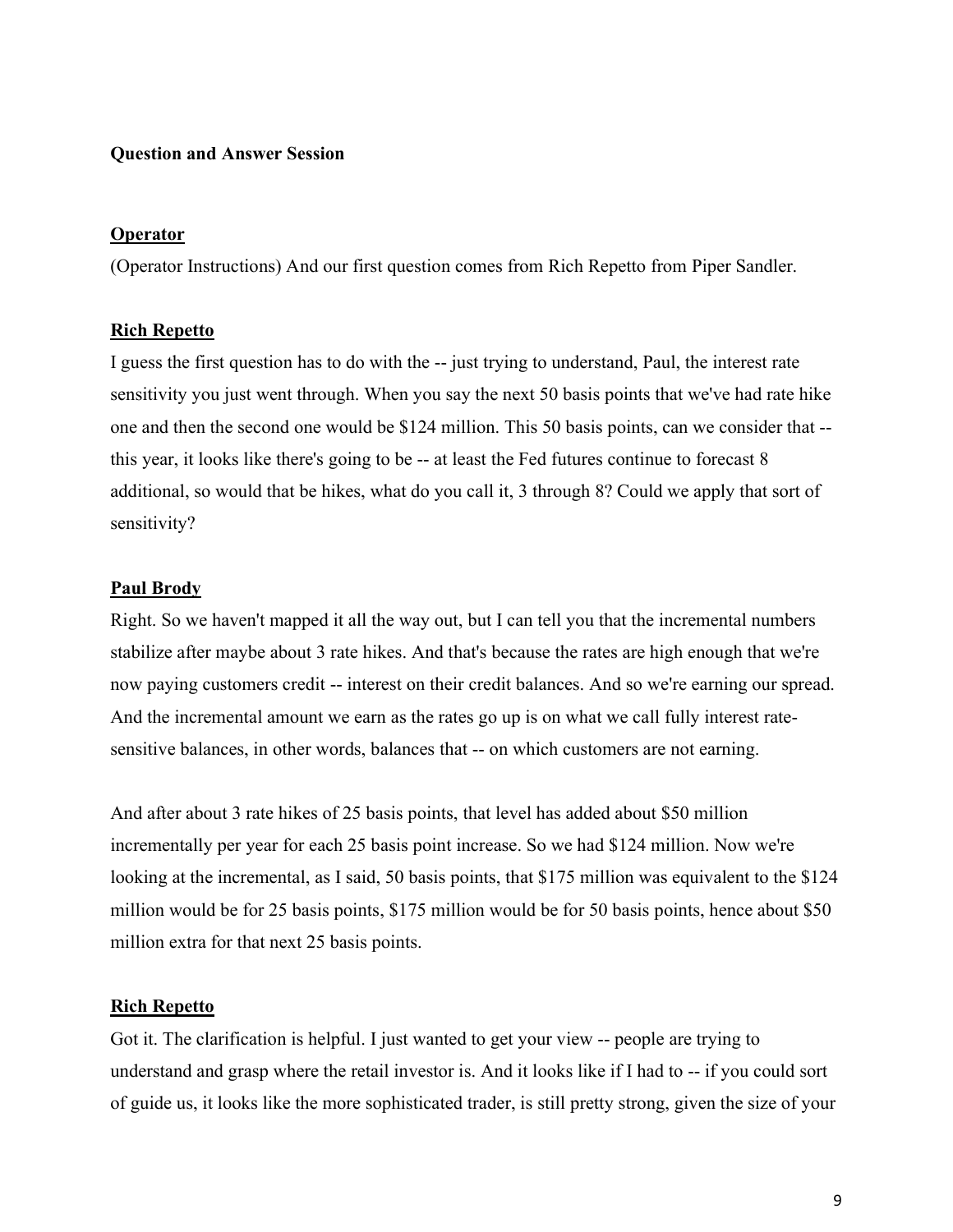**Question and Answer Session**

**Operator**

(Operator Instructions) And our first question comes from Rich Repetto from Piper Sandler.

**Rich Repetto**

I guess the first question has to do with the -- just trying to understand, Paul, the interest rate sensitivity you just went through. When you say the next 50 basis points that we've had rate hike one and then the second one would be $124 million. This 50 basis points, can we consider that -- this year, it looks like there's going to be -- at least the Fed futures continue to forecast 8 additional, so would that be hikes, what do you call it, 3 through 8? Could we apply that sort of sensitivity?

**Paul Brody**

Right. So we haven't mapped it all the way out, but I can tell you that the incremental numbers stabilize after maybe about 3 rate hikes. And that's because the rates are high enough that we're now paying customers credit -- interest on their credit balances. And so we're earning our spread. And the incremental amount we earn as the rates go up is on what we call fully interest rate-sensitive balances, in other words, balances that -- on which customers are not earning.

And after about 3 rate hikes of 25 basis points, that level has added about $50 million incrementally per year for each 25 basis point increase. So we had $124 million. Now we're looking at the incremental, as I said, 50 basis points, that $175 million was equivalent to the $124 million would be for 25 basis points, $175 million would be for 50 basis points, hence about $50 million extra for that next 25 basis points.

**Rich Repetto**

Got it. The clarification is helpful. I just wanted to get your view -- people are trying to understand and grasp where the retail investor is. And it looks like if I had to -- if you could sort of guide us, it looks like the more sophisticated trader, is still pretty strong, given the size of your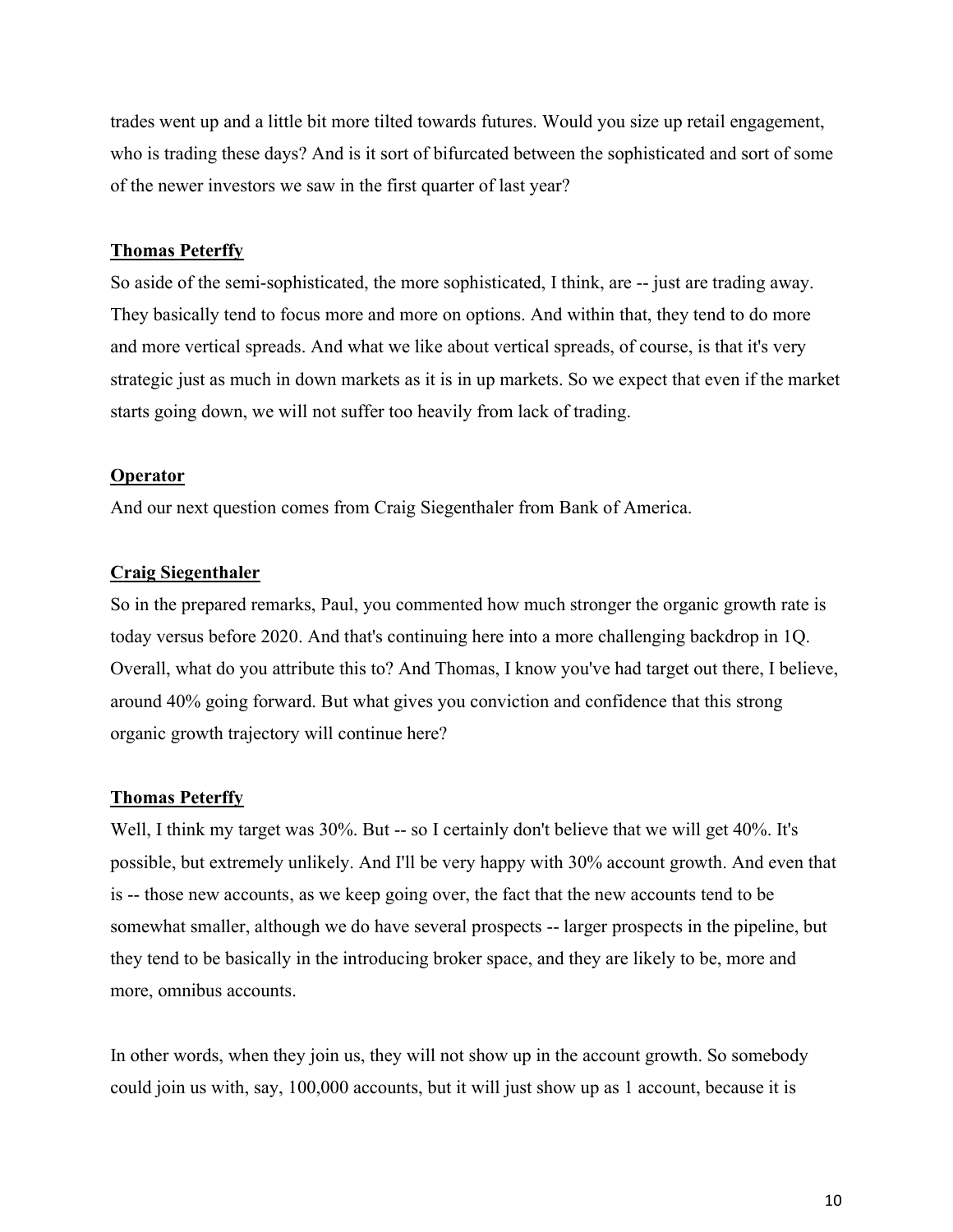trades went up and a little bit more tilted towards futures. Would you size up retail engagement, who is trading these days? And is it sort of bifurcated between the sophisticated and sort of some of the newer investors we saw in the first quarter of last year?

**Thomas Peterffy**

So aside of the semi-sophisticated, the more sophisticated, I think, are -- just are trading away. They basically tend to focus more and more on options. And within that, they tend to do more and more vertical spreads. And what we like about vertical spreads, of course, is that it's very strategic just as much in down markets as it is in up markets. So we expect that even if the market starts going down, we will not suffer too heavily from lack of trading.

**Operator**

And our next question comes from Craig Siegenthaler from Bank of America.

**Craig Siegenthaler**

So in the prepared remarks, Paul, you commented how much stronger the organic growth rate is today versus before 2020. And that's continuing here into a more challenging backdrop in 1Q. Overall, what do you attribute this to? And Thomas, I know you've had target out there, I believe, around 40% going forward. But what gives you conviction and confidence that this strong organic growth trajectory will continue here?

**Thomas Peterffy**

Well, I think my target was 30%. But -- so I certainly don't believe that we will get 40%. It's possible, but extremely unlikely. And I'll be very happy with 30% account growth. And even that is -- those new accounts, as we keep going over, the fact that the new accounts tend to be somewhat smaller, although we do have several prospects -- larger prospects in the pipeline, but they tend to be basically in the introducing broker space, and they are likely to be, more and more, omnibus accounts.

In other words, when they join us, they will not show up in the account growth. So somebody could join us with, say, 100,000 accounts, but it will just show up as 1 account, because it is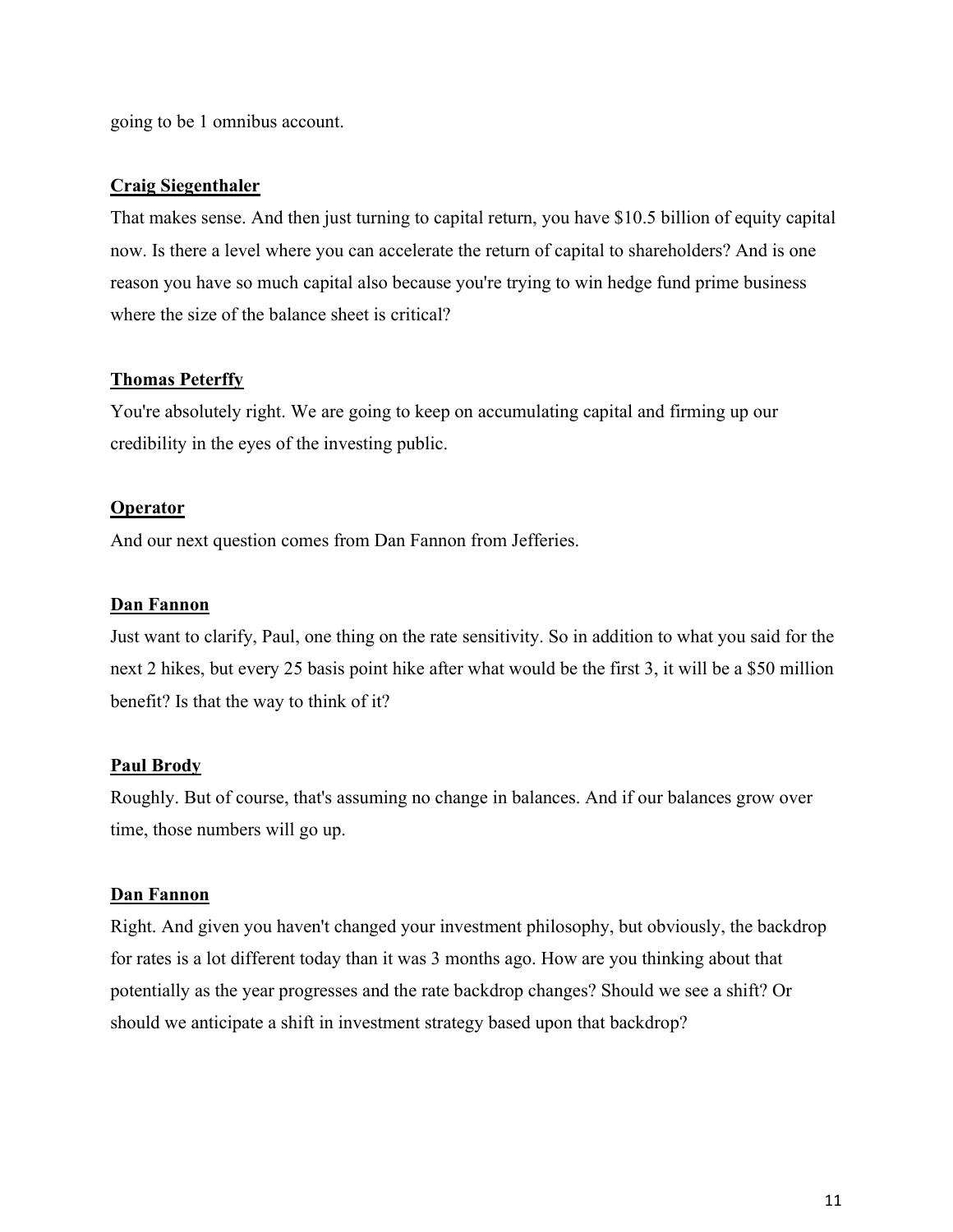going to be 1 omnibus account.

**Craig Siegenthaler**

That makes sense. And then just turning to capital return, you have $10.5 billion of equity capital now. Is there a level where you can accelerate the return of capital to shareholders? And is one reason you have so much capital also because you're trying to win hedge fund prime business where the size of the balance sheet is critical?

**Thomas Peterffy**

You're absolutely right. We are going to keep on accumulating capital and firming up our credibility in the eyes of the investing public.

**Operator**

And our next question comes from Dan Fannon from Jefferies.

**Dan Fannon**

Just want to clarify, Paul, one thing on the rate sensitivity. So in addition to what you said for the next 2 hikes, but every 25 basis point hike after what would be the first 3, it will be a $50 million benefit? Is that the way to think of it?

**Paul Brody**

Roughly. But of course, that's assuming no change in balances. And if our balances grow over time, those numbers will go up.

**Dan Fannon**

Right. And given you haven't changed your investment philosophy, but obviously, the backdrop for rates is a lot different today than it was 3 months ago. How are you thinking about that potentially as the year progresses and the rate backdrop changes? Should we see a shift? Or should we anticipate a shift in investment strategy based upon that backdrop?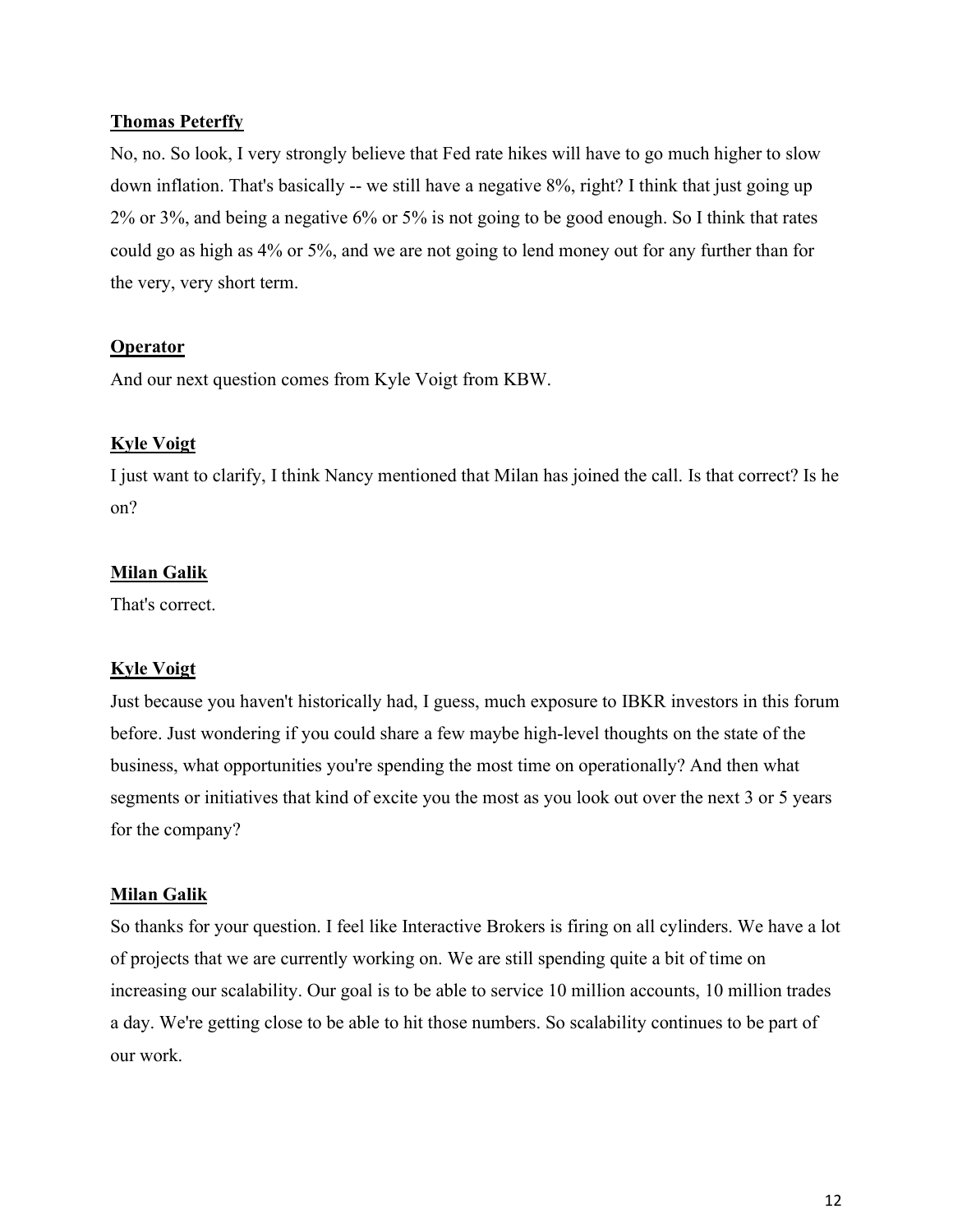**Thomas Peterffy**

No, no. So look, I very strongly believe that Fed rate hikes will have to go much higher to slow down inflation. That's basically -- we still have a negative 8%, right? I think that just going up 2% or 3%, and being a negative 6% or 5% is not going to be good enough. So I think that rates could go as high as 4% or 5%, and we are not going to lend money out for any further than for the very, very short term.

**Operator**

And our next question comes from Kyle Voigt from KBW.

**Kyle Voigt**

I just want to clarify, I think Nancy mentioned that Milan has joined the call. Is that correct? Is he on?

**Milan Galik**

That's correct.

**Kyle Voigt**

Just because you haven't historically had, I guess, much exposure to IBKR investors in this forum before. Just wondering if you could share a few maybe high-level thoughts on the state of the business, what opportunities you're spending the most time on operationally? And then what segments or initiatives that kind of excite you the most as you look out over the next 3 or 5 years for the company?

**Milan Galik**

So thanks for your question. I feel like Interactive Brokers is firing on all cylinders. We have a lot of projects that we are currently working on. We are still spending quite a bit of time on increasing our scalability. Our goal is to be able to service 10 million accounts, 10 million trades a day. We're getting close to be able to hit those numbers. So scalability continues to be part of our work.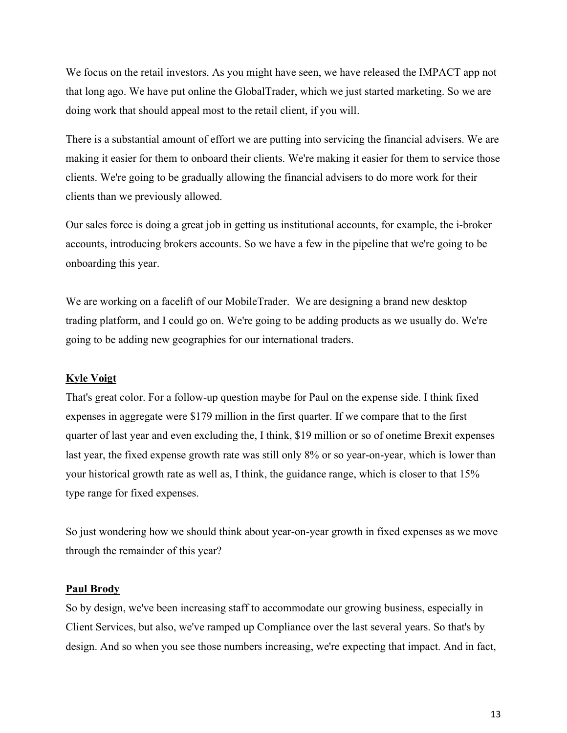We focus on the retail investors. As you might have seen, we have released the IMPACT app not that long ago. We have put online the GlobalTrader, which we just started marketing. So we are doing work that should appeal most to the retail client, if you will.

There is a substantial amount of effort we are putting into servicing the financial advisers. We are making it easier for them to onboard their clients. We're making it easier for them to service those clients. We're going to be gradually allowing the financial advisers to do more work for their clients than we previously allowed.

Our sales force is doing a great job in getting us institutional accounts, for example, the i-broker accounts, introducing brokers accounts. So we have a few in the pipeline that we're going to be onboarding this year.

We are working on a facelift of our MobileTrader. We are designing a brand new desktop trading platform, and I could go on. We're going to be adding products as we usually do. We're going to be adding new geographies for our international traders.

**Kyle Voigt**

That's great color. For a follow-up question maybe for Paul on the expense side. I think fixed expenses in aggregate were $179 million in the first quarter. If we compare that to the first quarter of last year and even excluding the, I think, $19 million or so of onetime Brexit expenses last year, the fixed expense growth rate was still only 8% or so year-on-year, which is lower than your historical growth rate as well as, I think, the guidance range, which is closer to that 15% type range for fixed expenses.

So just wondering how we should think about year-on-year growth in fixed expenses as we move through the remainder of this year?

**Paul Brody**

So by design, we've been increasing staff to accommodate our growing business, especially in Client Services, but also, we've ramped up Compliance over the last several years. So that's by design. And so when you see those numbers increasing, we're expecting that impact. And in fact,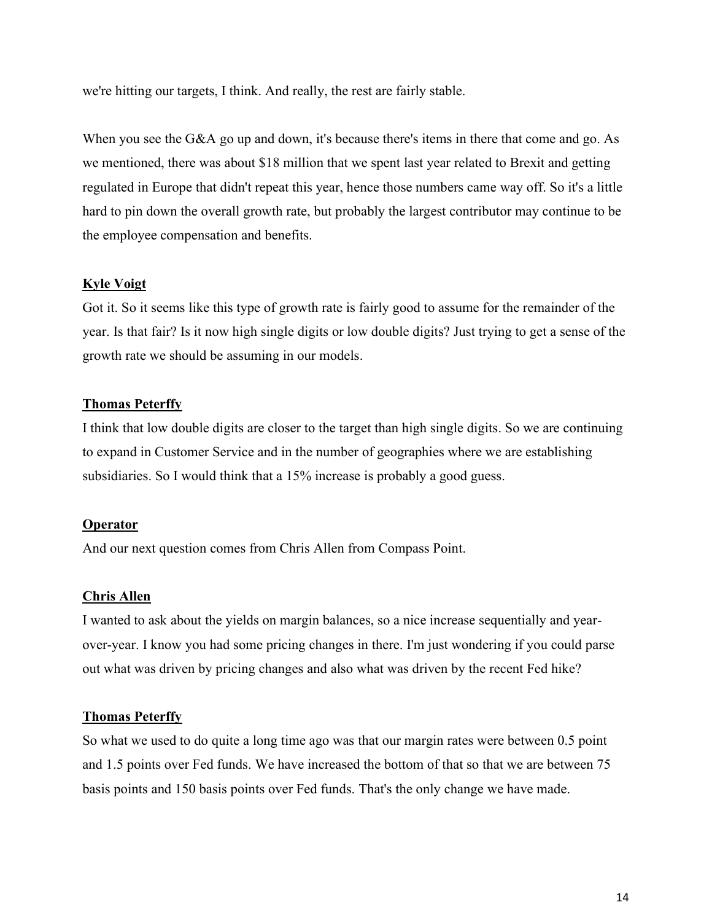we're hitting our targets, I think. And really, the rest are fairly stable.

When you see the G&A go up and down, it's because there's items in there that come and go. As we mentioned, there was about $18 million that we spent last year related to Brexit and getting regulated in Europe that didn't repeat this year, hence those numbers came way off. So it's a little hard to pin down the overall growth rate, but probably the largest contributor may continue to be the employee compensation and benefits.

**Kyle Voigt**

Got it. So it seems like this type of growth rate is fairly good to assume for the remainder of the year. Is that fair? Is it now high single digits or low double digits? Just trying to get a sense of the growth rate we should be assuming in our models.

**Thomas Peterffy**

I think that low double digits are closer to the target than high single digits. So we are continuing to expand in Customer Service and in the number of geographies where we are establishing subsidiaries. So I would think that a 15% increase is probably a good guess.

**Operator**

And our next question comes from Chris Allen from Compass Point.

**Chris Allen**

I wanted to ask about the yields on margin balances, so a nice increase sequentially and year-over-year. I know you had some pricing changes in there. I'm just wondering if you could parse out what was driven by pricing changes and also what was driven by the recent Fed hike?

**Thomas Peterffy**

So what we used to do quite a long time ago was that our margin rates were between 0.5 point and 1.5 points over Fed funds. We have increased the bottom of that so that we are between 75 basis points and 150 basis points over Fed funds. That's the only change we have made.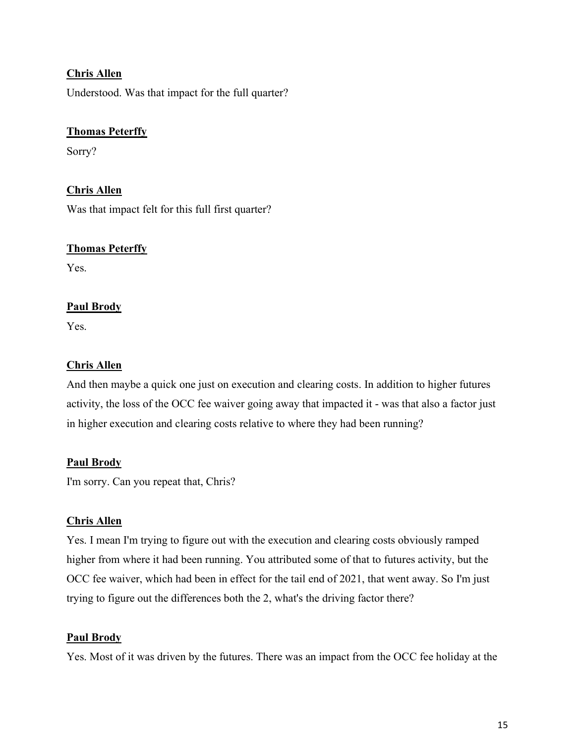**Chris Allen**

Understood. Was that impact for the full quarter?

**Thomas Peterffy**

Sorry?

**Chris Allen**

Was that impact felt for this full first quarter?

**Thomas Peterffy**

Yes.

**Paul Brody**

Yes.

**Chris Allen**

And then maybe a quick one just on execution and clearing costs. In addition to higher futures activity, the loss of the OCC fee waiver going away that impacted it - was that also a factor just in higher execution and clearing costs relative to where they had been running?

**Paul Brody**

I'm sorry. Can you repeat that, Chris?

**Chris Allen**

Yes. I mean I'm trying to figure out with the execution and clearing costs obviously ramped higher from where it had been running. You attributed some of that to futures activity, but the OCC fee waiver, which had been in effect for the tail end of 2021, that went away. So I'm just trying to figure out the differences both the 2, what's the driving factor there?

**Paul Brody**

Yes. Most of it was driven by the futures. There was an impact from the OCC fee holiday at the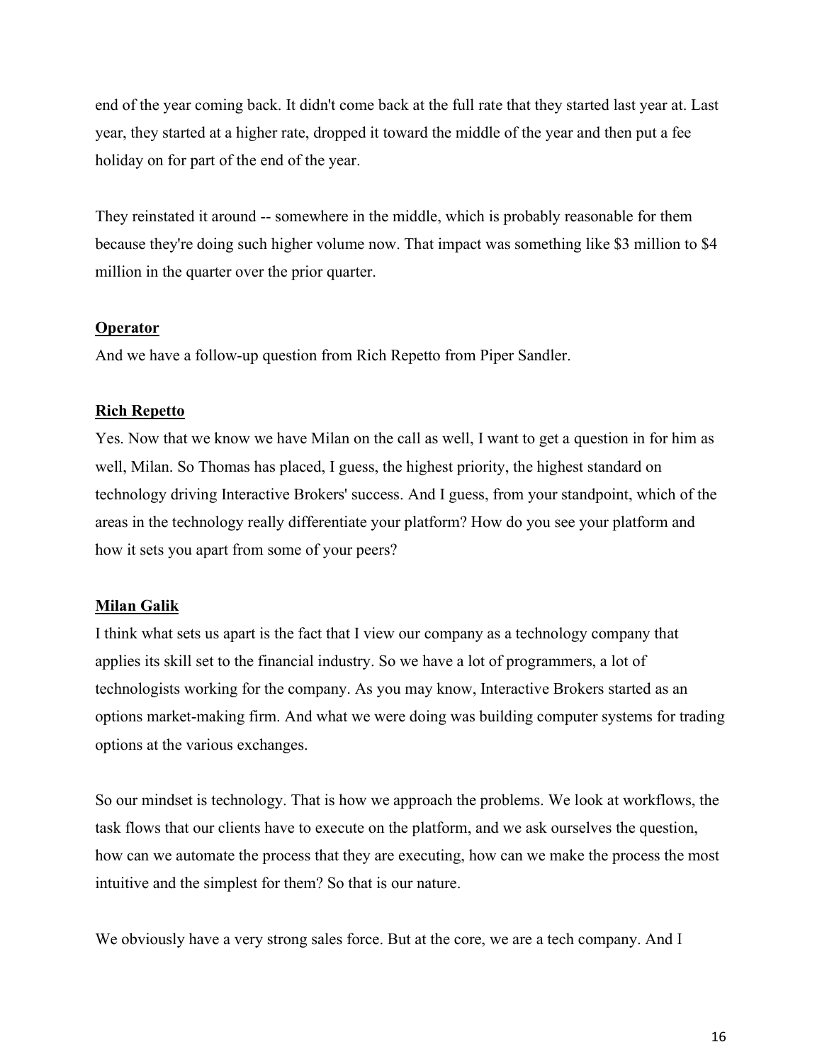end of the year coming back. It didn't come back at the full rate that they started last year at. Last year, they started at a higher rate, dropped it toward the middle of the year and then put a fee holiday on for part of the end of the year.

They reinstated it around -- somewhere in the middle, which is probably reasonable for them because they're doing such higher volume now. That impact was something like $3 million to $4 million in the quarter over the prior quarter.

**Operator**

And we have a follow-up question from Rich Repetto from Piper Sandler.

**Rich Repetto**

Yes. Now that we know we have Milan on the call as well, I want to get a question in for him as well, Milan. So Thomas has placed, I guess, the highest priority, the highest standard on technology driving Interactive Brokers' success. And I guess, from your standpoint, which of the areas in the technology really differentiate your platform? How do you see your platform and how it sets you apart from some of your peers?

**Milan Galik**

I think what sets us apart is the fact that I view our company as a technology company that applies its skill set to the financial industry. So we have a lot of programmers, a lot of technologists working for the company. As you may know, Interactive Brokers started as an options market-making firm. And what we were doing was building computer systems for trading options at the various exchanges.

So our mindset is technology. That is how we approach the problems. We look at workflows, the task flows that our clients have to execute on the platform, and we ask ourselves the question, how can we automate the process that they are executing, how can we make the process the most intuitive and the simplest for them? So that is our nature.

We obviously have a very strong sales force. But at the core, we are a tech company. And I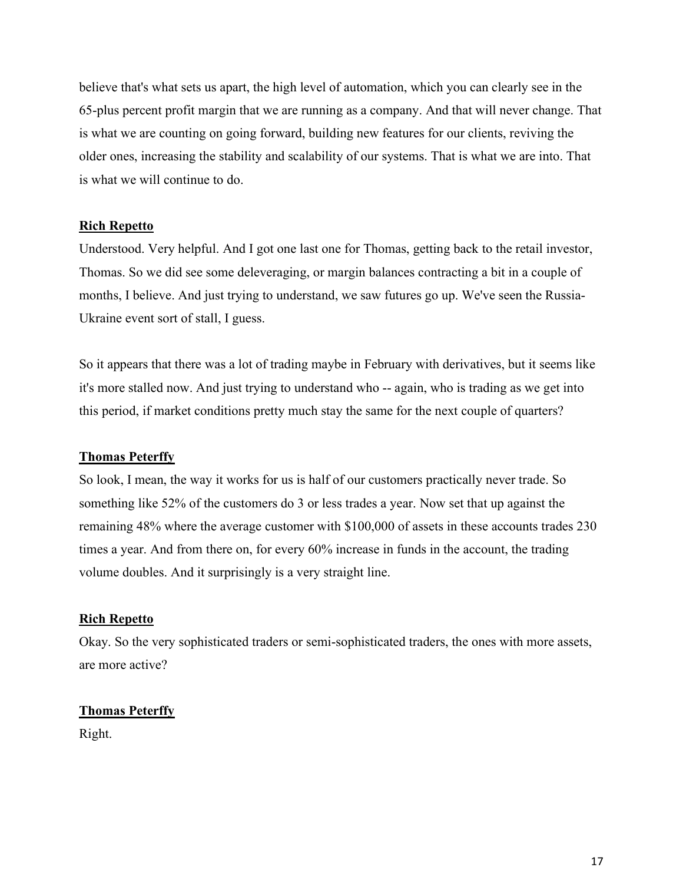believe that's what sets us apart, the high level of automation, which you can clearly see in the 65-plus percent profit margin that we are running as a company. And that will never change. That is what we are counting on going forward, building new features for our clients, reviving the older ones, increasing the stability and scalability of our systems. That is what we are into. That is what we will continue to do.

**Rich Repetto**

Understood. Very helpful. And I got one last one for Thomas, getting back to the retail investor, Thomas. So we did see some deleveraging, or margin balances contracting a bit in a couple of months, I believe. And just trying to understand, we saw futures go up. We've seen the Russia-Ukraine event sort of stall, I guess.

So it appears that there was a lot of trading maybe in February with derivatives, but it seems like it's more stalled now. And just trying to understand who -- again, who is trading as we get into this period, if market conditions pretty much stay the same for the next couple of quarters?

**Thomas Peterffy**

So look, I mean, the way it works for us is half of our customers practically never trade. So something like 52% of the customers do 3 or less trades a year. Now set that up against the remaining 48% where the average customer with $100,000 of assets in these accounts trades 230 times a year. And from there on, for every 60% increase in funds in the account, the trading volume doubles. And it surprisingly is a very straight line.

**Rich Repetto**

Okay. So the very sophisticated traders or semi-sophisticated traders, the ones with more assets, are more active?

**Thomas Peterffy**

Right.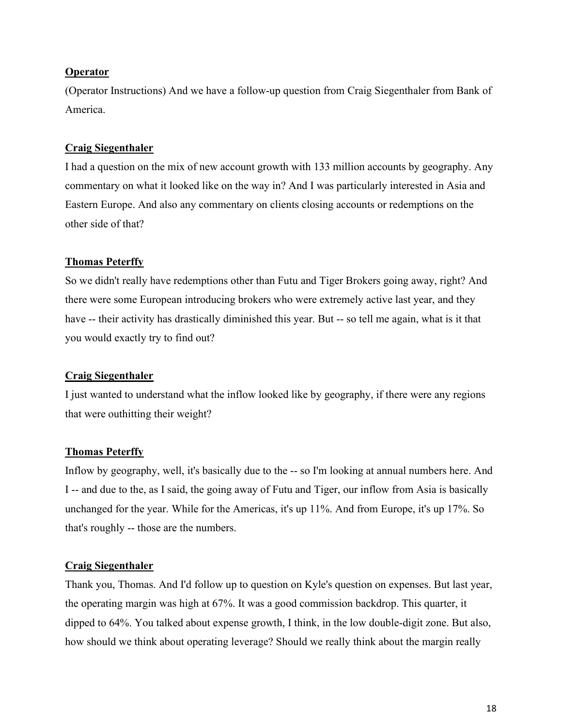**Operator**

(Operator Instructions) And we have a follow-up question from Craig Siegenthaler from Bank of America.

**Craig Siegenthaler**

I had a question on the mix of new account growth with 133 million accounts by geography. Any commentary on what it looked like on the way in? And I was particularly interested in Asia and Eastern Europe. And also any commentary on clients closing accounts or redemptions on the other side of that?

**Thomas Peterffy**

So we didn't really have redemptions other than Futu and Tiger Brokers going away, right? And there were some European introducing brokers who were extremely active last year, and they have -- their activity has drastically diminished this year. But -- so tell me again, what is it that you would exactly try to find out?

**Craig Siegenthaler**

I just wanted to understand what the inflow looked like by geography, if there were any regions that were outhitting their weight?

**Thomas Peterffy**

Inflow by geography, well, it's basically due to the -- so I'm looking at annual numbers here. And I -- and due to the, as I said, the going away of Futu and Tiger, our inflow from Asia is basically unchanged for the year. While for the Americas, it's up 11%. And from Europe, it's up 17%. So that's roughly -- those are the numbers.

**Craig Siegenthaler**

Thank you, Thomas. And I'd follow up to question on Kyle's question on expenses. But last year, the operating margin was high at 67%. It was a good commission backdrop. This quarter, it dipped to 64%. You talked about expense growth, I think, in the low double-digit zone. But also, how should we think about operating leverage? Should we really think about the margin really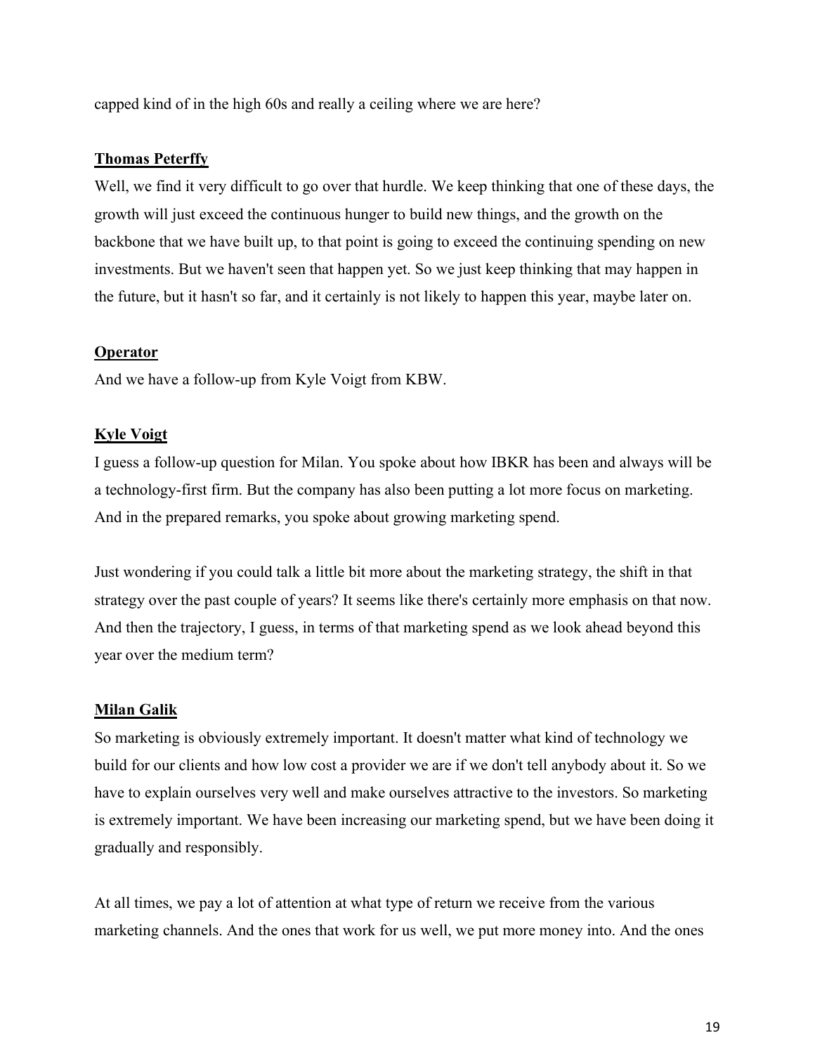capped kind of in the high 60s and really a ceiling where we are here?

**Thomas Peterffy**

Well, we find it very difficult to go over that hurdle. We keep thinking that one of these days, the growth will just exceed the continuous hunger to build new things, and the growth on the backbone that we have built up, to that point is going to exceed the continuing spending on new investments. But we haven't seen that happen yet. So we just keep thinking that may happen in the future, but it hasn't so far, and it certainly is not likely to happen this year, maybe later on.

**Operator**

And we have a follow-up from Kyle Voigt from KBW.

**Kyle Voigt**

I guess a follow-up question for Milan. You spoke about how IBKR has been and always will be a technology-first firm. But the company has also been putting a lot more focus on marketing. And in the prepared remarks, you spoke about growing marketing spend.

Just wondering if you could talk a little bit more about the marketing strategy, the shift in that strategy over the past couple of years? It seems like there's certainly more emphasis on that now. And then the trajectory, I guess, in terms of that marketing spend as we look ahead beyond this year over the medium term?

**Milan Galik**

So marketing is obviously extremely important. It doesn't matter what kind of technology we build for our clients and how low cost a provider we are if we don't tell anybody about it. So we have to explain ourselves very well and make ourselves attractive to the investors. So marketing is extremely important. We have been increasing our marketing spend, but we have been doing it gradually and responsibly.

At all times, we pay a lot of attention at what type of return we receive from the various marketing channels. And the ones that work for us well, we put more money into. And the ones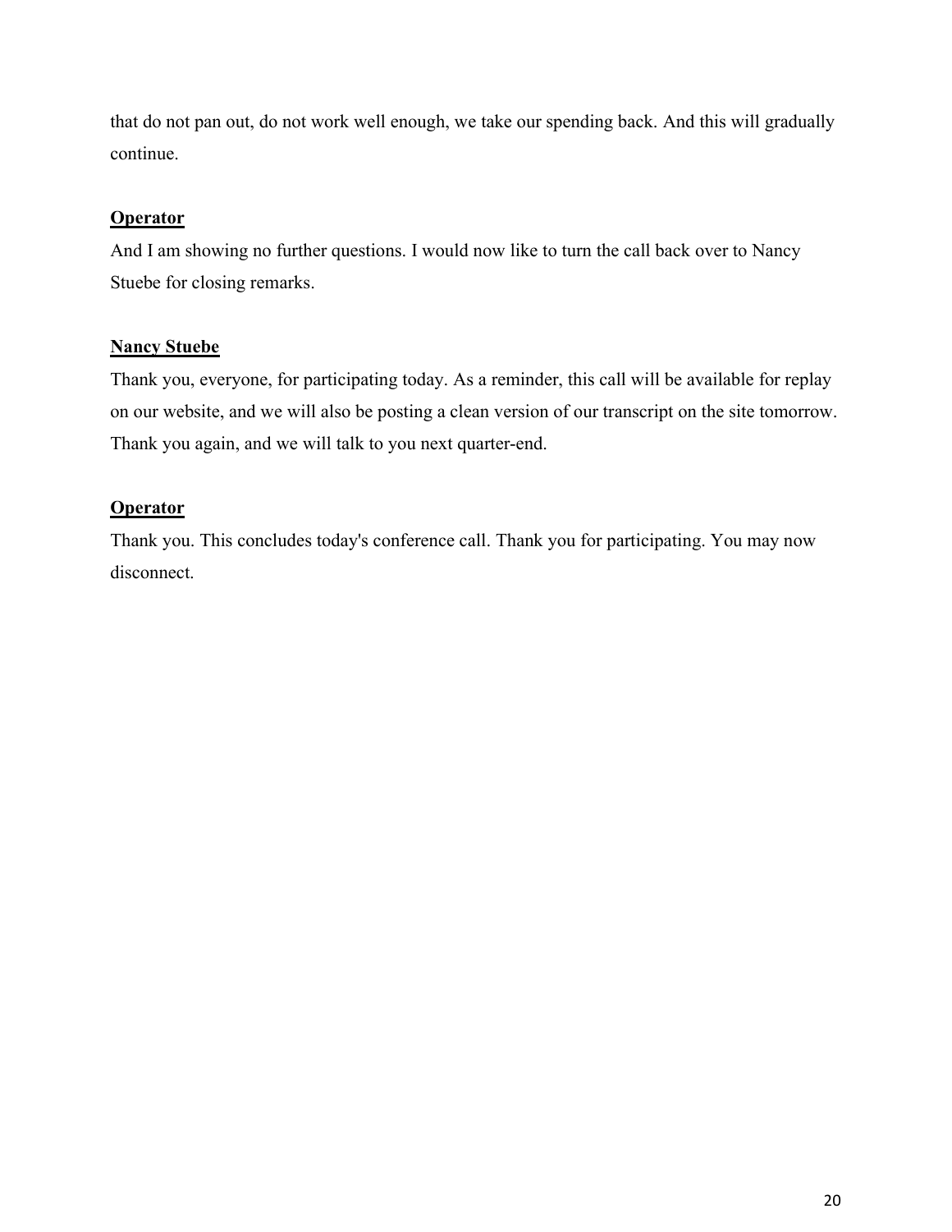that do not pan out, do not work well enough, we take our spending back. And this will gradually continue.

**<u>Operator</u>**

And I am showing no further questions. I would now like to turn the call back over to Nancy Stuebe for closing remarks.

**<u>Nancy Stuebe</u>**

Thank you, everyone, for participating today. As a reminder, this call will be available for replay on our website, and we will also be posting a clean version of our transcript on the site tomorrow. Thank you again, and we will talk to you next quarter-end.

**<u>Operator</u>**

Thank you. This concludes today's conference call. Thank you for participating. You may now disconnect.